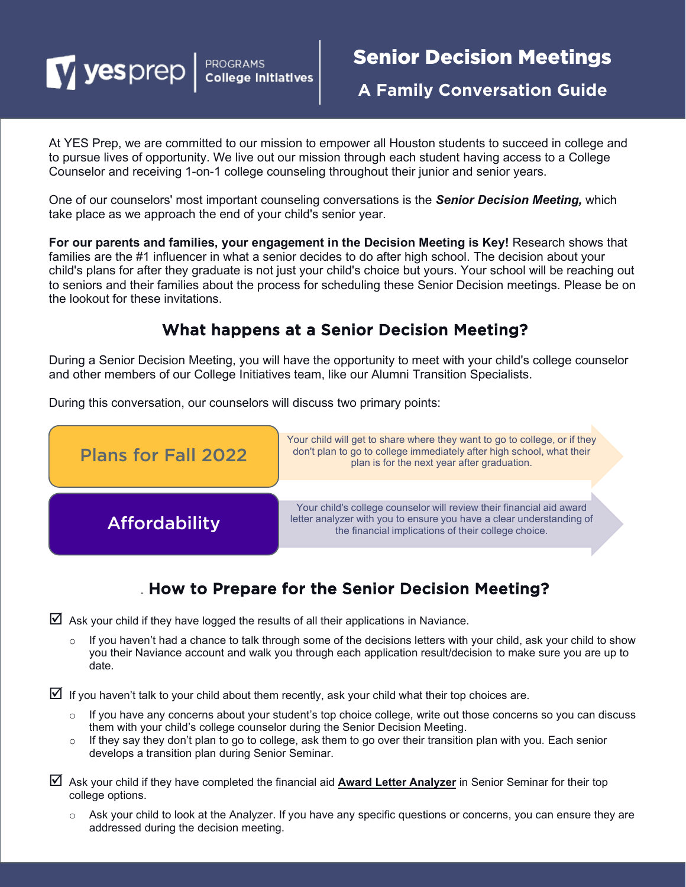yes prep | PROGRAMS College Initiatives

# Senior Decision Meetings

## A Family Conversation Guide

At YES Prep, we are committed to our mission to empower all Houston students to succeed in college and to pursue lives of opportunity. We live out our mission through each student having access to a College Counselor and receiving 1-on-1 college counseling throughout their junior and senior years.

One of our counselors' most important counseling conversations is the ***Senior Decision Meeting,*** which take place as we approach the end of your child's senior year.

**For our parents and families, your engagement in the Decision Meeting is Key!** Research shows that families are the #1 influencer in what a senior decides to do after high school. The decision about your child's plans for after they graduate is not just your child's choice but yours. Your school will be reaching out to seniors and their families about the process for scheduling these Senior Decision meetings. Please be on the lookout for these invitations.

## What happens at a Senior Decision Meeting?

During a Senior Decision Meeting, you will have the opportunity to meet with your child's college counselor and other members of our College Initiatives team, like our Alumni Transition Specialists.

During this conversation, our counselors will discuss two primary points:

**Plans for Fall 2022**: Your child will get to share where they want to go to college, or if they don't plan to go to college immediately after high school, what their plan is for the next year after graduation.

**Affordability**: Your child's college counselor will review their financial aid award letter analyzer with you to ensure you have a clear understanding of the financial implications of their college choice.

## . How to Prepare for the Senior Decision Meeting?

☑ Ask your child if they have logged the results of all their applications in Naviance.

- If you haven't had a chance to talk through some of the decisions letters with your child, ask your child to show you their Naviance account and walk you through each application result/decision to make sure you are up to date.

☑ If you haven't talk to your child about them recently, ask your child what their top choices are.

- If you have any concerns about your student's top choice college, write out those concerns so you can discuss them with your child's college counselor during the Senior Decision Meeting.
- If they say they don't plan to go to college, ask them to go over their transition plan with you. Each senior develops a transition plan during Senior Seminar.

☑ Ask your child if they have completed the financial aid **Award Letter Analyzer** in Senior Seminar for their top college options.

- Ask your child to look at the Analyzer. If you have any specific questions or concerns, you can ensure they are addressed during the decision meeting.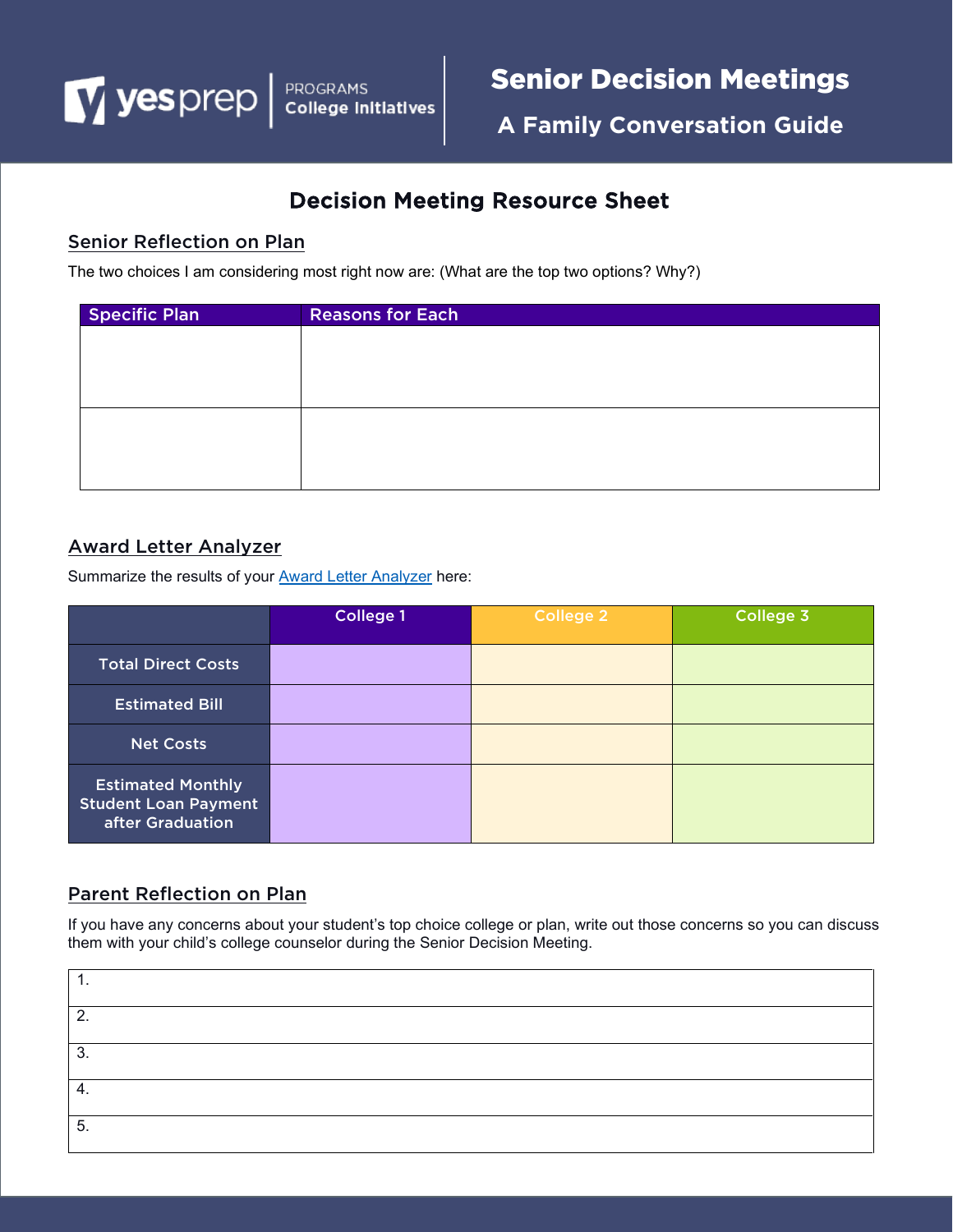# Decision Meeting Resource Sheet

## Senior Reflection on Plan

The two choices I am considering most right now are: (What are the top two options? Why?)

| Specific Plan | Reasons for Each |
|---|---|
| | |
| | |

## Award Letter Analyzer

Summarize the results of your Award Letter Analyzer here:

| | College 1 | College 2 | College 3 |
|---|---|---|---|
| Total Direct Costs | | | |
| Estimated Bill | | | |
| Net Costs | | | |
| Estimated Monthly Student Loan Payment after Graduation | | | |

## Parent Reflection on Plan

If you have any concerns about your student's top choice college or plan, write out those concerns so you can discuss them with your child's college counselor during the Senior Decision Meeting.

1.
2.
3.
4.
5.